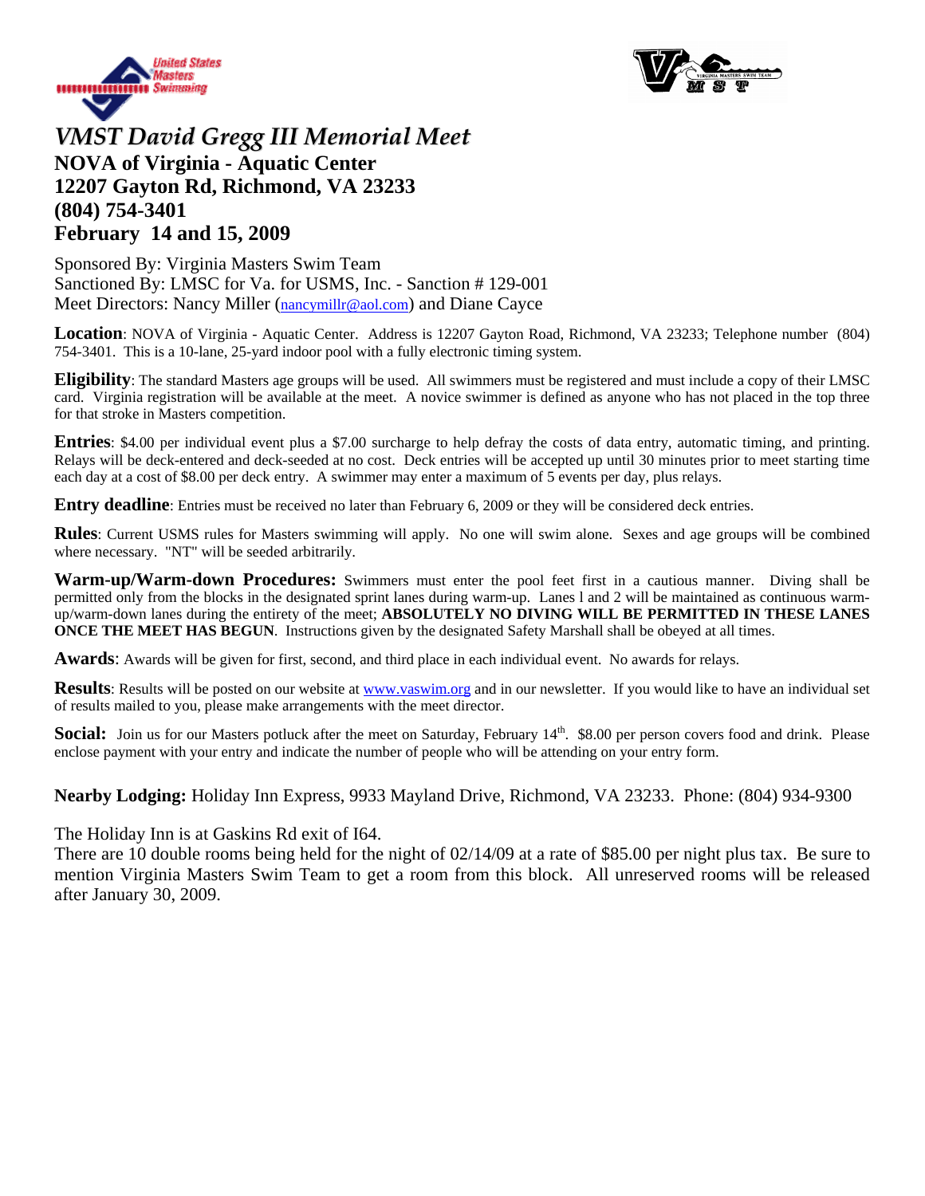# *VMST David Gregg III Memorial Meet*

**NOVA of Virginia - Aquatic Center**
**12207 Gayton Rd, Richmond, VA 23233**
**(804) 754-3401**
**February 14 and 15, 2009**

Sponsored By: Virginia Masters Swim Team
Sanctioned By: LMSC for Va. for USMS, Inc. - Sanction # 129-001
Meet Directors: Nancy Miller (nancymillr@aol.com) and Diane Cayce

**Location**: NOVA of Virginia - Aquatic Center. Address is 12207 Gayton Road, Richmond, VA 23233; Telephone number (804) 754-3401. This is a 10-lane, 25-yard indoor pool with a fully electronic timing system.

**Eligibility**: The standard Masters age groups will be used. All swimmers must be registered and must include a copy of their LMSC card. Virginia registration will be available at the meet. A novice swimmer is defined as anyone who has not placed in the top three for that stroke in Masters competition.

**Entries**: $4.00 per individual event plus a $7.00 surcharge to help defray the costs of data entry, automatic timing, and printing. Relays will be deck-entered and deck-seeded at no cost. Deck entries will be accepted up until 30 minutes prior to meet starting time each day at a cost of $8.00 per deck entry. A swimmer may enter a maximum of 5 events per day, plus relays.

**Entry deadline**: Entries must be received no later than February 6, 2009 or they will be considered deck entries.

**Rules**: Current USMS rules for Masters swimming will apply. No one will swim alone. Sexes and age groups will be combined where necessary. "NT" will be seeded arbitrarily.

**Warm-up/Warm-down Procedures:** Swimmers must enter the pool feet first in a cautious manner. Diving shall be permitted only from the blocks in the designated sprint lanes during warm-up. Lanes l and 2 will be maintained as continuous warm-up/warm-down lanes during the entirety of the meet; **ABSOLUTELY NO DIVING WILL BE PERMITTED IN THESE LANES ONCE THE MEET HAS BEGUN**. Instructions given by the designated Safety Marshall shall be obeyed at all times.

**Awards**: Awards will be given for first, second, and third place in each individual event. No awards for relays.

**Results**: Results will be posted on our website at www.vaswim.org and in our newsletter. If you would like to have an individual set of results mailed to you, please make arrangements with the meet director.

**Social:** Join us for our Masters potluck after the meet on Saturday, February 14th. $8.00 per person covers food and drink. Please enclose payment with your entry and indicate the number of people who will be attending on your entry form.

**Nearby Lodging:** Holiday Inn Express, 9933 Mayland Drive, Richmond, VA 23233. Phone: (804) 934-9300

The Holiday Inn is at Gaskins Rd exit of I64.
There are 10 double rooms being held for the night of 02/14/09 at a rate of $85.00 per night plus tax. Be sure to mention Virginia Masters Swim Team to get a room from this block. All unreserved rooms will be released after January 30, 2009.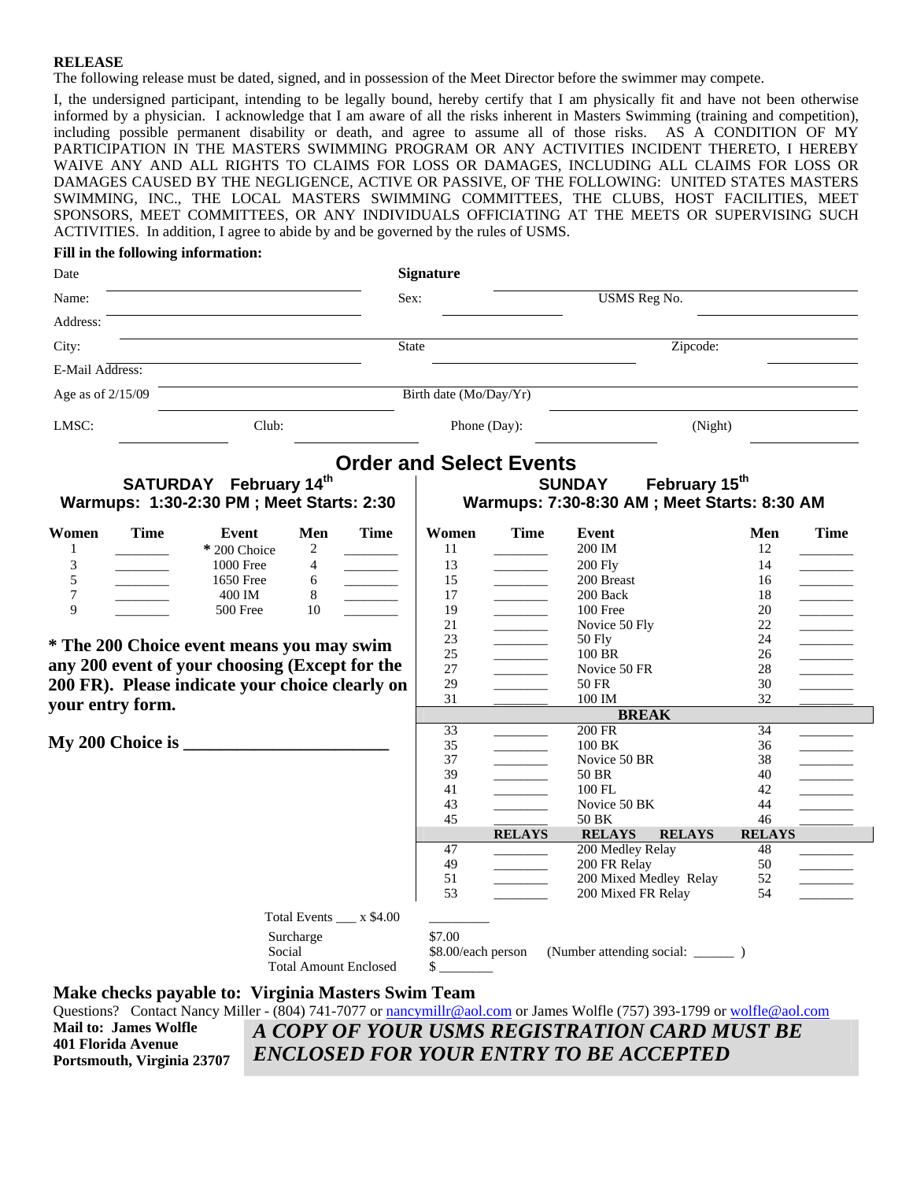**RELEASE**

The following release must be dated, signed, and in possession of the Meet Director before the swimmer may compete.

I, the undersigned participant, intending to be legally bound, hereby certify that I am physically fit and have not been otherwise informed by a physician. I acknowledge that I am aware of all the risks inherent in Masters Swimming (training and competition), including possible permanent disability or death, and agree to assume all of those risks. AS A CONDITION OF MY PARTICIPATION IN THE MASTERS SWIMMING PROGRAM OR ANY ACTIVITIES INCIDENT THERETO, I HEREBY WAIVE ANY AND ALL RIGHTS TO CLAIMS FOR LOSS OR DAMAGES, INCLUDING ALL CLAIMS FOR LOSS OR DAMAGES CAUSED BY THE NEGLIGENCE, ACTIVE OR PASSIVE, OF THE FOLLOWING: UNITED STATES MASTERS SWIMMING, INC., THE LOCAL MASTERS SWIMMING COMMITTEES, THE CLUBS, HOST FACILITIES, MEET SPONSORS, MEET COMMITTEES, OR ANY INDIVIDUALS OFFICIATING AT THE MEETS OR SUPERVISING SUCH ACTIVITIES. In addition, I agree to abide by and be governed by the rules of USMS.

**Fill in the following information:**

Date ____________________ **Signature** ____________________

Name: ____________________ Sex: ________ USMS Reg No. ____________________

Address: ____________________

City: ____________________ State ________ Zipcode: ____________

E-Mail Address: ____________________

Age as of 2/15/09 ____________ Birth date (Mo/Day/Yr) ____________

LMSC: ________ Club: ________ Phone (Day): ________ (Night) ________

## Order and Select Events

### SATURDAY February 14th
**Warmups: 1:30-2:30 PM ; Meet Starts: 2:30**

| Women | Time | Event | Men | Time |
|---|---|---|---|---|
| 1 | _______ | * 200 Choice | 2 | _______ |
| 3 | _______ | 1000 Free | 4 | _______ |
| 5 | _______ | 1650 Free | 6 | _______ |
| 7 | _______ | 400 IM | 8 | _______ |
| 9 | _______ | 500 Free | 10 | _______ |

**\* The 200 Choice event means you may swim any 200 event of your choosing (Except for the 200 FR). Please indicate your choice clearly on your entry form.**

**My 200 Choice is ______________________**

### SUNDAY February 15th
**Warmups: 7:30-8:30 AM ; Meet Starts: 8:30 AM**

| Women | Time | Event | Men | Time |
|---|---|---|---|---|
| 11 | _______ | 200 IM | 12 | _______ |
| 13 | _______ | 200 Fly | 14 | _______ |
| 15 | _______ | 200 Breast | 16 | _______ |
| 17 | _______ | 200 Back | 18 | _______ |
| 19 | _______ | 100 Free | 20 | _______ |
| 21 | _______ | Novice 50 Fly | 22 | _______ |
| 23 | _______ | 50 Fly | 24 | _______ |
| 25 | _______ | 100 BR | 26 | _______ |
| 27 | _______ | Novice 50 FR | 28 | _______ |
| 29 | _______ | 50 FR | 30 | _______ |
| 31 | _______ | 100 IM | 32 | _______ |
| | | **BREAK** | | |
| 33 | _______ | 200 FR | 34 | _______ |
| 35 | _______ | 100 BK | 36 | _______ |
| 37 | _______ | Novice 50 BR | 38 | _______ |
| 39 | _______ | 50 BR | 40 | _______ |
| 41 | _______ | 100 FL | 42 | _______ |
| 43 | _______ | Novice 50 BK | 44 | _______ |
| 45 | _______ | 50 BK | 46 | _______ |
| | **RELAYS** | **RELAYS RELAYS** | **RELAYS** | |
| 47 | _______ | 200 Medley Relay | 48 | _______ |
| 49 | _______ | 200 FR Relay | 50 | _______ |
| 51 | _______ | 200 Mixed Medley Relay | 52 | _______ |
| 53 | _______ | 200 Mixed FR Relay | 54 | _______ |

Total Events ___ x $4.00 _________

Surcharge $7.00

Social $8.00/each person (Number attending social: ______ )

Total Amount Enclosed $ ________

**Make checks payable to: Virginia Masters Swim Team**

Questions? Contact Nancy Miller - (804) 741-7077 or nancymillr@aol.com or James Wolfle (757) 393-1799 or wolfle@aol.com

**Mail to: James Wolfle**
**401 Florida Avenue**
**Portsmouth, Virginia 23707**

***A COPY OF YOUR USMS REGISTRATION CARD MUST BE ENCLOSED FOR YOUR ENTRY TO BE ACCEPTED***